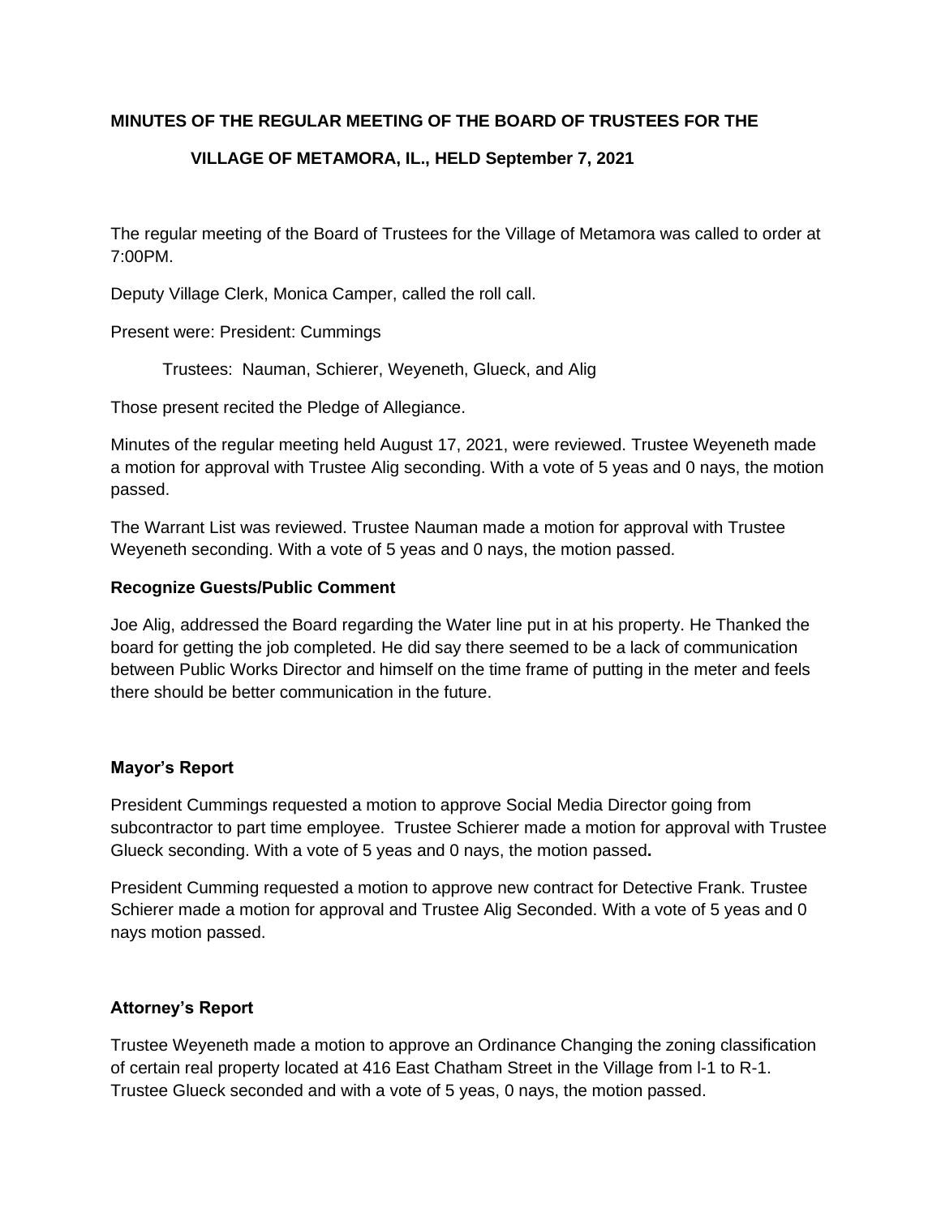**MINUTES OF THE REGULAR MEETING OF THE BOARD OF TRUSTEES FOR THE VILLAGE OF METAMORA, IL., HELD September 7, 2021**

The regular meeting of the Board of Trustees for the Village of Metamora was called to order at 7:00PM.

Deputy Village Clerk, Monica Camper, called the roll call.

Present were: President: Cummings

Trustees: Nauman, Schierer, Weyeneth, Glueck, and Alig

Those present recited the Pledge of Allegiance.

Minutes of the regular meeting held August 17, 2021, were reviewed. Trustee Weyeneth made a motion for approval with Trustee Alig seconding. With a vote of 5 yeas and 0 nays, the motion passed.

The Warrant List was reviewed. Trustee Nauman made a motion for approval with Trustee Weyeneth seconding. With a vote of 5 yeas and 0 nays, the motion passed.

**Recognize Guests/Public Comment**

Joe Alig, addressed the Board regarding the Water line put in at his property. He Thanked the board for getting the job completed. He did say there seemed to be a lack of communication between Public Works Director and himself on the time frame of putting in the meter and feels there should be better communication in the future.

**Mayor's Report**

President Cummings requested a motion to approve Social Media Director going from subcontractor to part time employee. Trustee Schierer made a motion for approval with Trustee Glueck seconding. With a vote of 5 yeas and 0 nays, the motion passed**.**

President Cumming requested a motion to approve new contract for Detective Frank. Trustee Schierer made a motion for approval and Trustee Alig Seconded. With a vote of 5 yeas and 0 nays motion passed.

**Attorney's Report**

Trustee Weyeneth made a motion to approve an Ordinance Changing the zoning classification of certain real property located at 416 East Chatham Street in the Village from I-1 to R-1. Trustee Glueck seconded and with a vote of 5 yeas, 0 nays, the motion passed.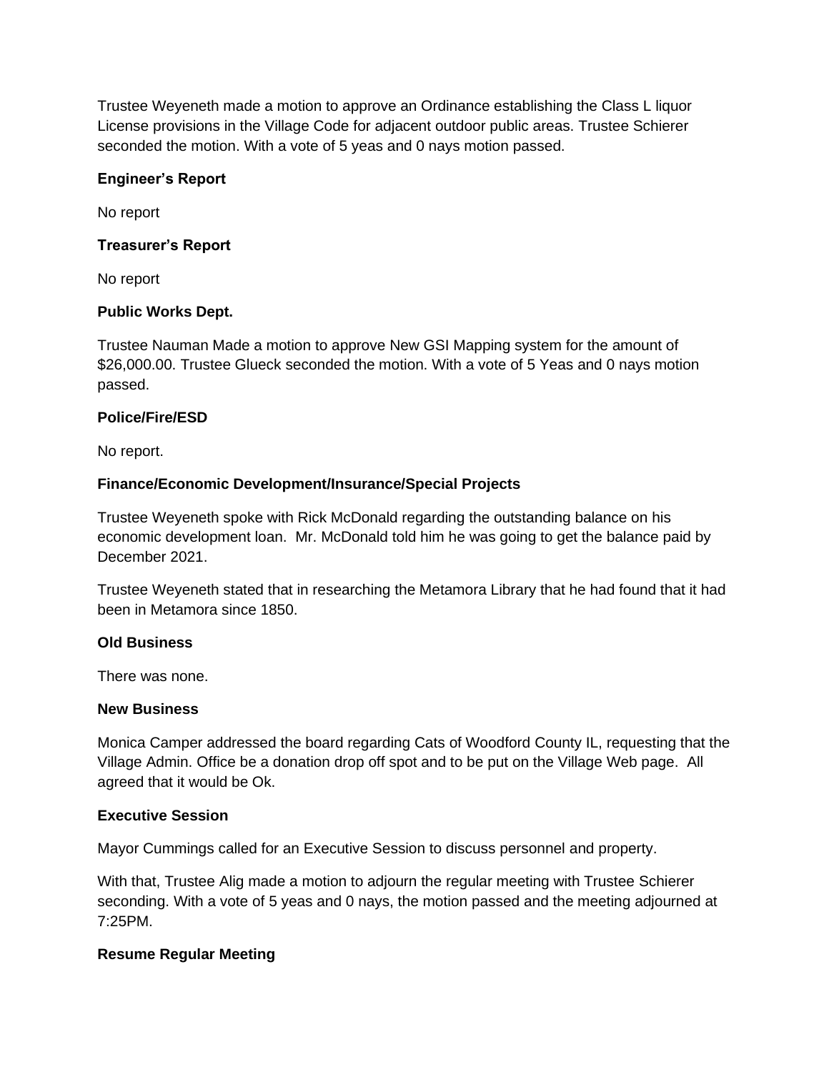Trustee Weyeneth made a motion to approve an Ordinance establishing the Class L liquor License provisions in the Village Code for adjacent outdoor public areas. Trustee Schierer seconded the motion. With a vote of 5 yeas and 0 nays motion passed.

**Engineer's Report**

No report

**Treasurer's Report**

No report

**Public Works Dept.**

Trustee Nauman Made a motion to approve New GSI Mapping system for the amount of $26,000.00. Trustee Glueck seconded the motion. With a vote of 5 Yeas and 0 nays motion passed.

**Police/Fire/ESD**

No report.

**Finance/Economic Development/Insurance/Special Projects**

Trustee Weyeneth spoke with Rick McDonald regarding the outstanding balance on his economic development loan. Mr. McDonald told him he was going to get the balance paid by December 2021.

Trustee Weyeneth stated that in researching the Metamora Library that he had found that it had been in Metamora since 1850.

**Old Business**

There was none.

**New Business**

Monica Camper addressed the board regarding Cats of Woodford County IL, requesting that the Village Admin. Office be a donation drop off spot and to be put on the Village Web page. All agreed that it would be Ok.

**Executive Session**

Mayor Cummings called for an Executive Session to discuss personnel and property.

With that, Trustee Alig made a motion to adjourn the regular meeting with Trustee Schierer seconding. With a vote of 5 yeas and 0 nays, the motion passed and the meeting adjourned at 7:25PM.

**Resume Regular Meeting**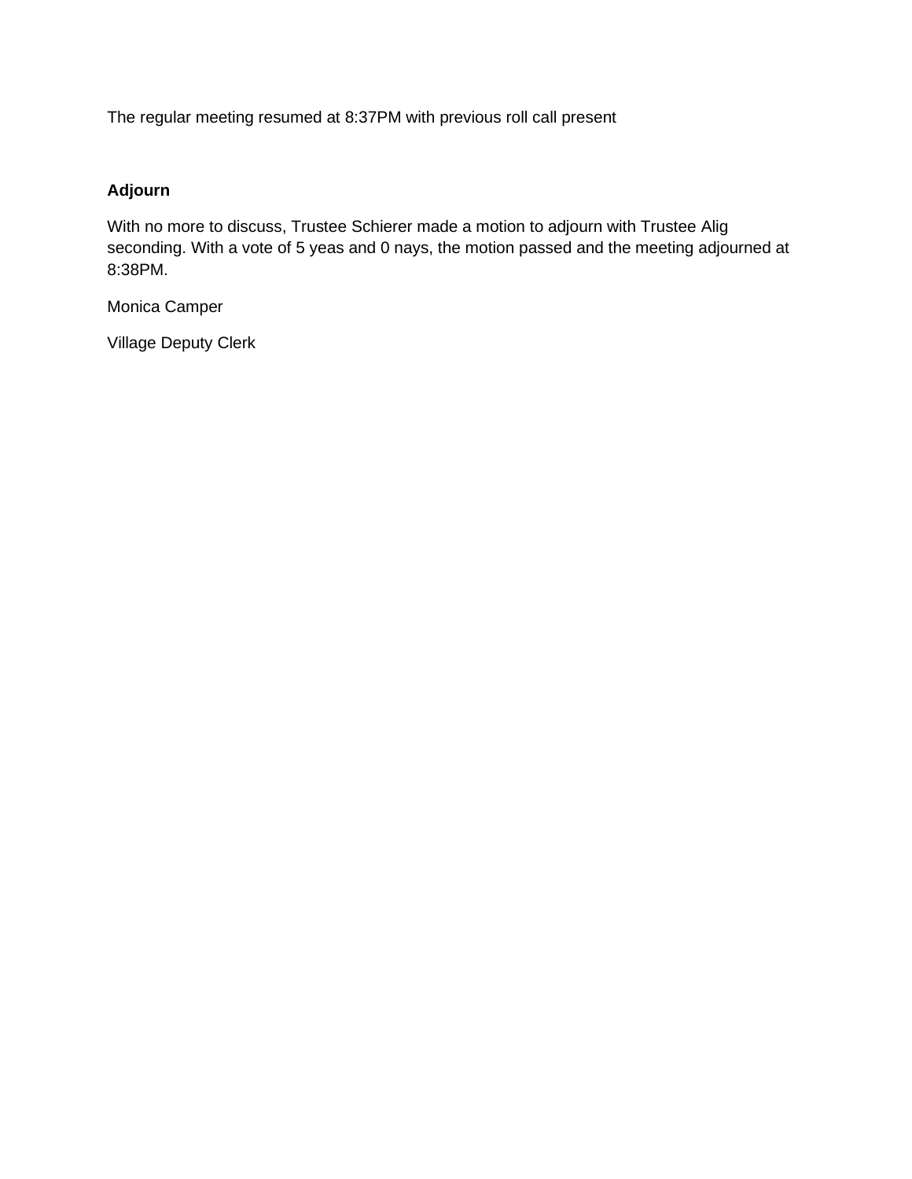The regular meeting resumed at 8:37PM with previous roll call present

**Adjourn**

With no more to discuss, Trustee Schierer made a motion to adjourn with Trustee Alig seconding. With a vote of 5 yeas and 0 nays, the motion passed and the meeting adjourned at 8:38PM.

Monica Camper

Village Deputy Clerk